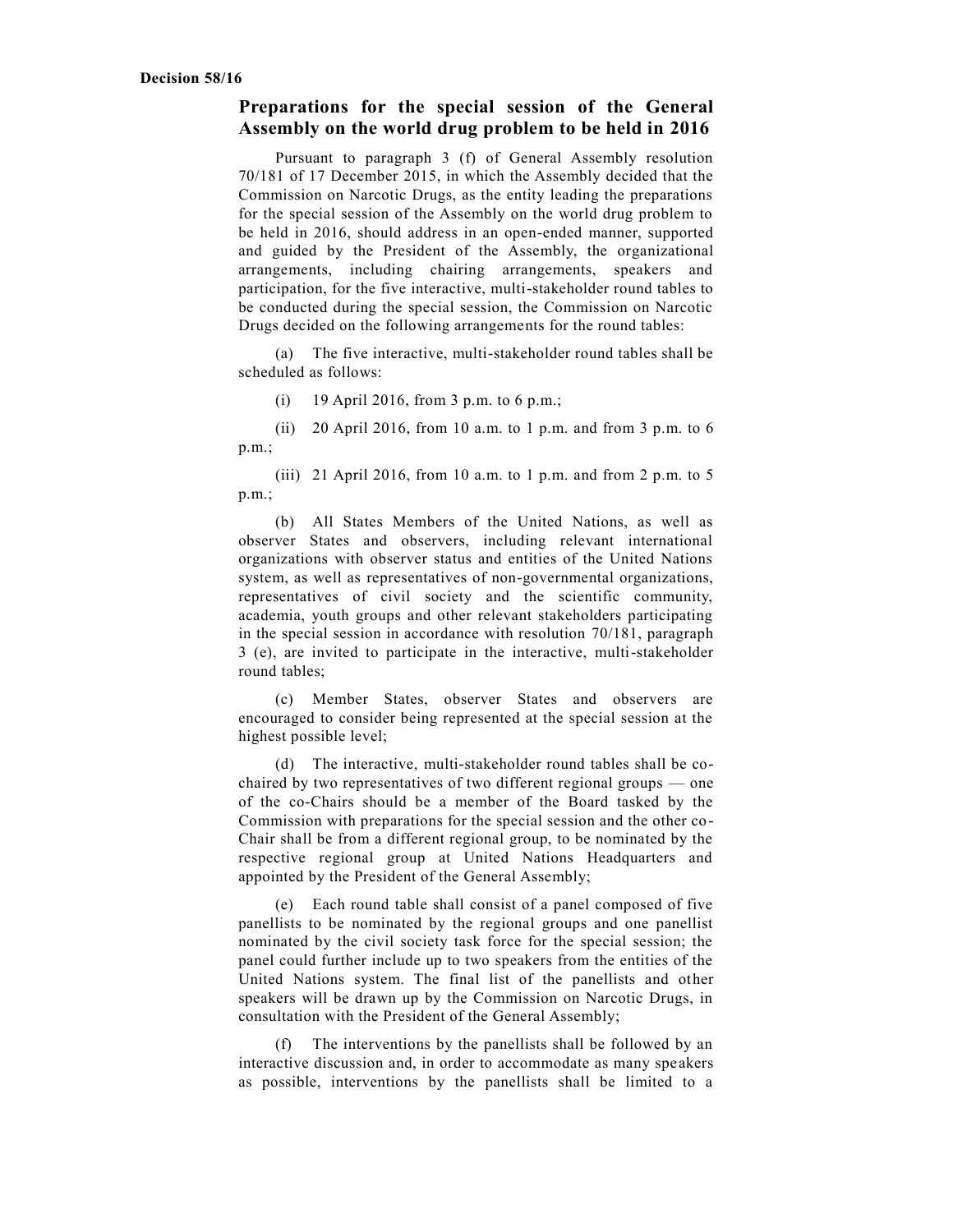**Decision 58/16**

## Preparations for the special session of the General Assembly on the world drug problem to be held in 2016

Pursuant to paragraph 3 (f) of General Assembly resolution 70/181 of 17 December 2015, in which the Assembly decided that the Commission on Narcotic Drugs, as the entity leading the preparations for the special session of the Assembly on the world drug problem to be held in 2016, should address in an open-ended manner, supported and guided by the President of the Assembly, the organizational arrangements, including chairing arrangements, speakers and participation, for the five interactive, multi-stakeholder round tables to be conducted during the special session, the Commission on Narcotic Drugs decided on the following arrangements for the round tables:

(a) The five interactive, multi-stakeholder round tables shall be scheduled as follows:

(i) 19 April 2016, from 3 p.m. to 6 p.m.;

(ii) 20 April 2016, from 10 a.m. to 1 p.m. and from 3 p.m. to 6 p.m.;

(iii) 21 April 2016, from 10 a.m. to 1 p.m. and from 2 p.m. to 5 p.m.;

(b) All States Members of the United Nations, as well as observer States and observers, including relevant international organizations with observer status and entities of the United Nations system, as well as representatives of non-governmental organizations, representatives of civil society and the scientific community, academia, youth groups and other relevant stakeholders participating in the special session in accordance with resolution 70/181, paragraph 3 (e), are invited to participate in the interactive, multi-stakeholder round tables;

(c) Member States, observer States and observers are encouraged to consider being represented at the special session at the highest possible level;

(d) The interactive, multi-stakeholder round tables shall be co-chaired by two representatives of two different regional groups — one of the co-Chairs should be a member of the Board tasked by the Commission with preparations for the special session and the other co-Chair shall be from a different regional group, to be nominated by the respective regional group at United Nations Headquarters and appointed by the President of the General Assembly;

(e) Each round table shall consist of a panel composed of five panellists to be nominated by the regional groups and one panellist nominated by the civil society task force for the special session; the panel could further include up to two speakers from the entities of the United Nations system. The final list of the panellists and other speakers will be drawn up by the Commission on Narcotic Drugs, in consultation with the President of the General Assembly;

(f) The interventions by the panellists shall be followed by an interactive discussion and, in order to accommodate as many speakers as possible, interventions by the panellists shall be limited to a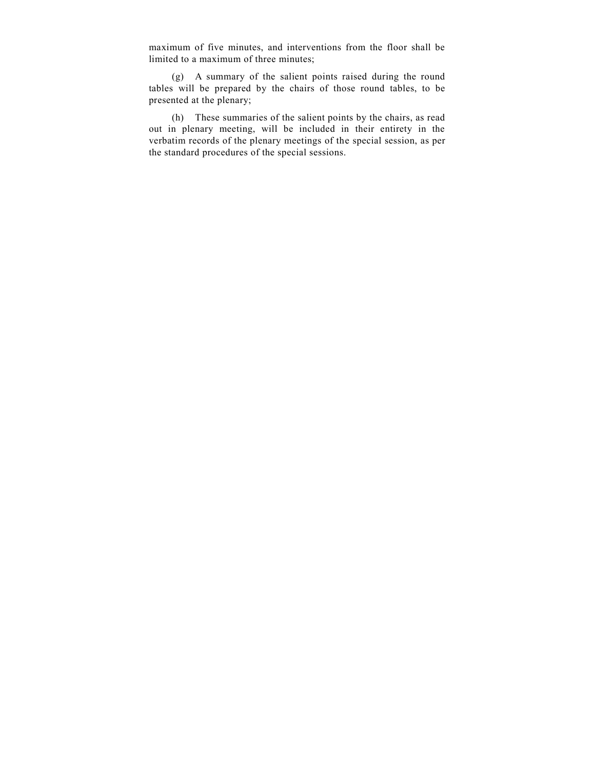maximum of five minutes, and interventions from the floor shall be limited to a maximum of three minutes;

(g) A summary of the salient points raised during the round tables will be prepared by the chairs of those round tables, to be presented at the plenary;

(h) These summaries of the salient points by the chairs, as read out in plenary meeting, will be included in their entirety in the verbatim records of the plenary meetings of the special session, as per the standard procedures of the special sessions.